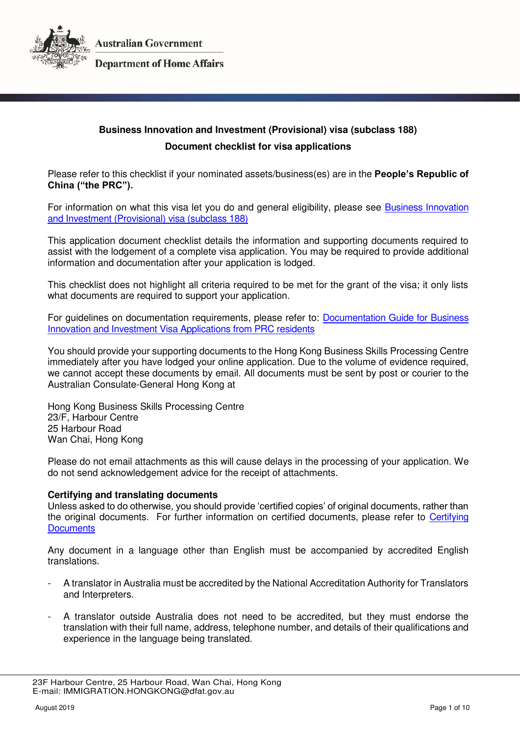Australian Government

Department of Home Affairs

**Business Innovation and Investment (Provisional) visa (subclass 188)**

**Document checklist for visa applications**

Please refer to this checklist if your nominated assets/business(es) are in the **People's Republic of China ("the PRC").**

For information on what this visa let you do and general eligibility, please see [Business Innovation and Investment (Provisional) visa (subclass 188)]()

This application document checklist details the information and supporting documents required to assist with the lodgement of a complete visa application. You may be required to provide additional information and documentation after your application is lodged.

This checklist does not highlight all criteria required to be met for the grant of the visa; it only lists what documents are required to support your application.

For guidelines on documentation requirements, please refer to: [Documentation Guide for Business Innovation and Investment Visa Applications from PRC residents]()

You should provide your supporting documents to the Hong Kong Business Skills Processing Centre immediately after you have lodged your online application. Due to the volume of evidence required, we cannot accept these documents by email. All documents must be sent by post or courier to the Australian Consulate-General Hong Kong at

Hong Kong Business Skills Processing Centre
23/F, Harbour Centre
25 Harbour Road
Wan Chai, Hong Kong

Please do not email attachments as this will cause delays in the processing of your application. We do not send acknowledgement advice for the receipt of attachments.

**Certifying and translating documents**

Unless asked to do otherwise, you should provide 'certified copies' of original documents, rather than the original documents. For further information on certified documents, please refer to [Certifying Documents]()

Any document in a language other than English must be accompanied by accredited English translations.

- A translator in Australia must be accredited by the National Accreditation Authority for Translators and Interpreters.
- A translator outside Australia does not need to be accredited, but they must endorse the translation with their full name, address, telephone number, and details of their qualifications and experience in the language being translated.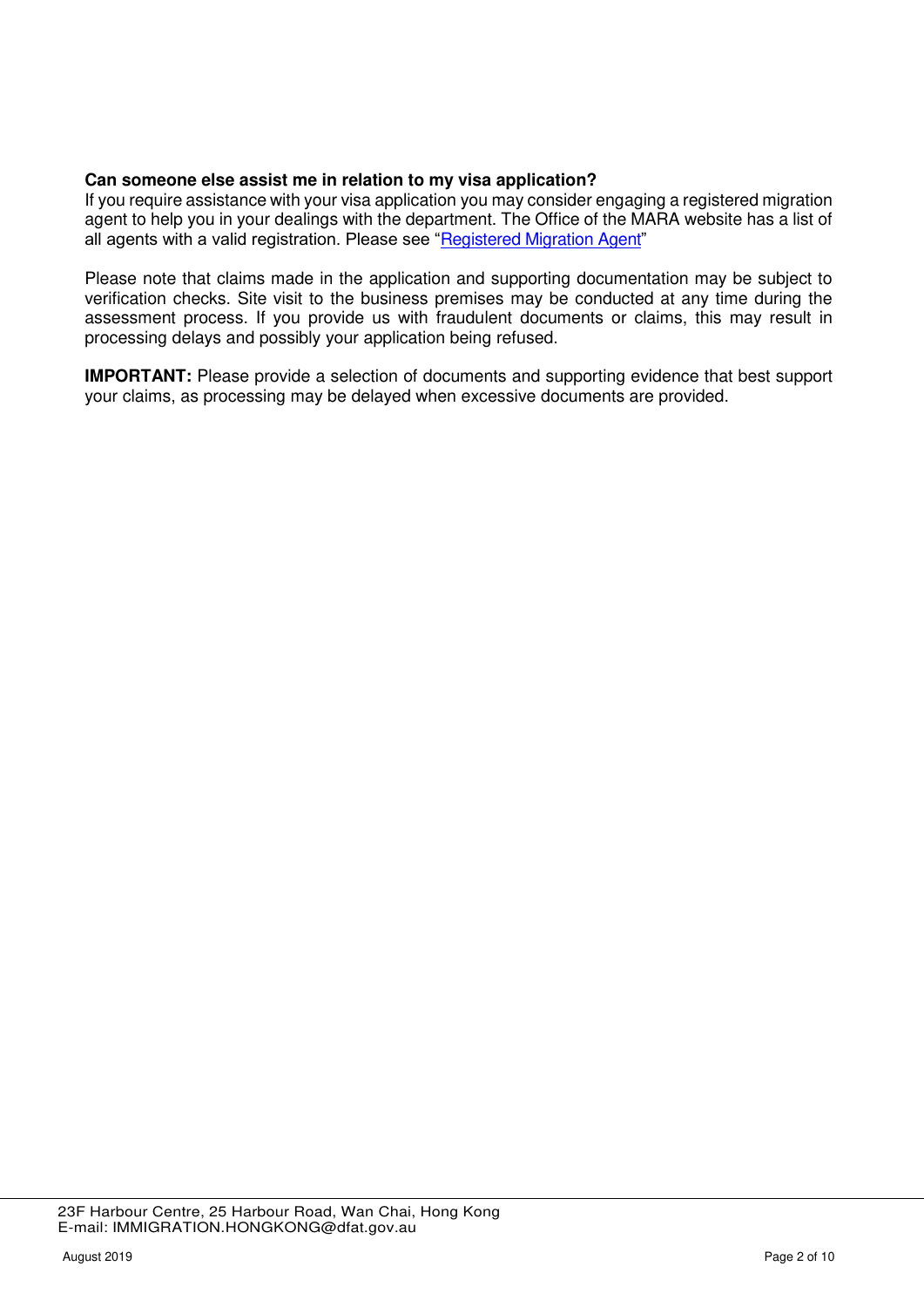**Can someone else assist me in relation to my visa application?**

If you require assistance with your visa application you may consider engaging a registered migration agent to help you in your dealings with the department. The Office of the MARA website has a list of all agents with a valid registration. Please see "Registered Migration Agent"

Please note that claims made in the application and supporting documentation may be subject to verification checks. Site visit to the business premises may be conducted at any time during the assessment process. If you provide us with fraudulent documents or claims, this may result in processing delays and possibly your application being refused.

**IMPORTANT:** Please provide a selection of documents and supporting evidence that best support your claims, as processing may be delayed when excessive documents are provided.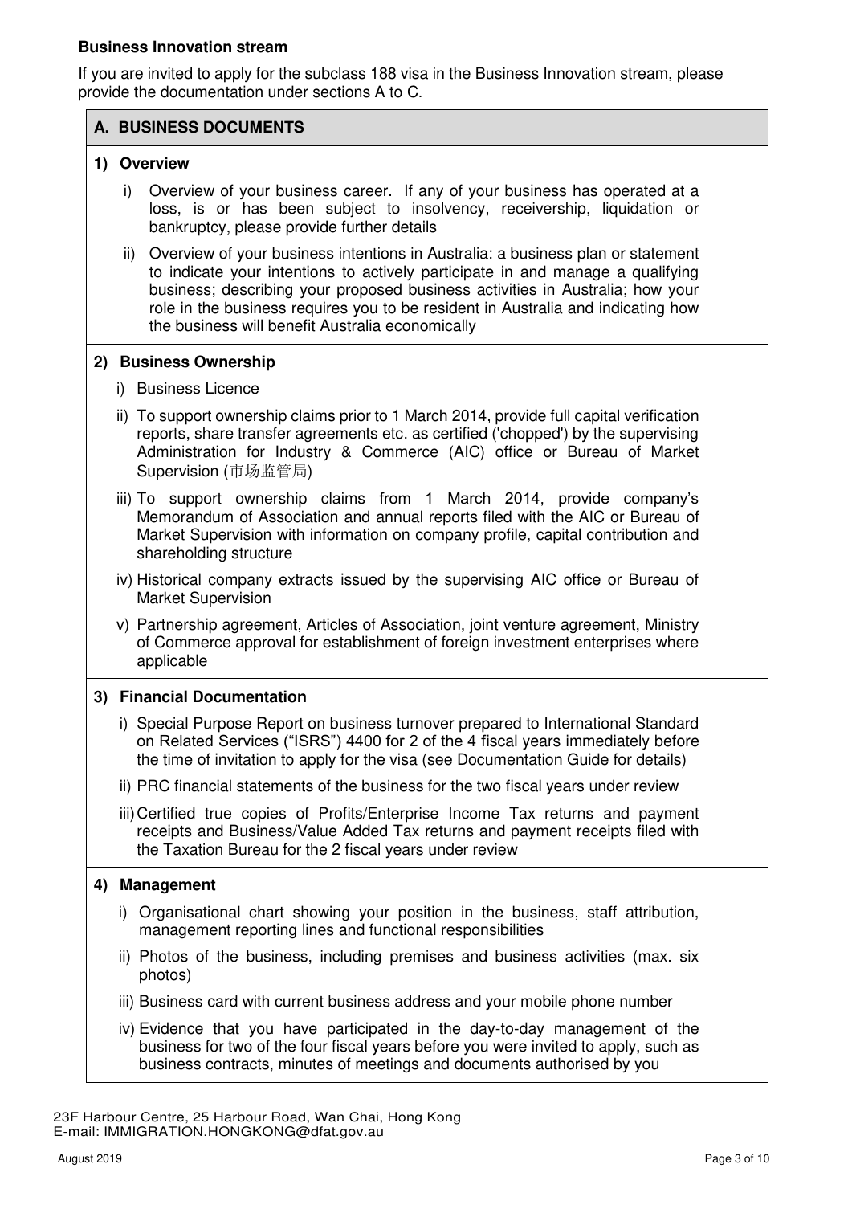**Business Innovation stream**

If you are invited to apply for the subclass 188 visa in the Business Innovation stream, please provide the documentation under sections A to C.

| **A. BUSINESS DOCUMENTS** | |
|---|---|
| **1) Overview**<br>i) Overview of your business career. If any of your business has operated at a loss, is or has been subject to insolvency, receivership, liquidation or bankruptcy, please provide further details<br>ii) Overview of your business intentions in Australia: a business plan or statement to indicate your intentions to actively participate in and manage a qualifying business; describing your proposed business activities in Australia; how your role in the business requires you to be resident in Australia and indicating how the business will benefit Australia economically | |
| **2) Business Ownership**<br>i) Business Licence<br>ii) To support ownership claims prior to 1 March 2014, provide full capital verification reports, share transfer agreements etc. as certified ('chopped') by the supervising Administration for Industry & Commerce (AIC) office or Bureau of Market Supervision (市场监管局)<br>iii) To support ownership claims from 1 March 2014, provide company's Memorandum of Association and annual reports filed with the AIC or Bureau of Market Supervision with information on company profile, capital contribution and shareholding structure<br>iv) Historical company extracts issued by the supervising AIC office or Bureau of Market Supervision<br>v) Partnership agreement, Articles of Association, joint venture agreement, Ministry of Commerce approval for establishment of foreign investment enterprises where applicable | |
| **3) Financial Documentation**<br>i) Special Purpose Report on business turnover prepared to International Standard on Related Services ("ISRS") 4400 for 2 of the 4 fiscal years immediately before the time of invitation to apply for the visa (see Documentation Guide for details)<br>ii) PRC financial statements of the business for the two fiscal years under review<br>iii) Certified true copies of Profits/Enterprise Income Tax returns and payment receipts and Business/Value Added Tax returns and payment receipts filed with the Taxation Bureau for the 2 fiscal years under review | |
| **4) Management**<br>i) Organisational chart showing your position in the business, staff attribution, management reporting lines and functional responsibilities<br>ii) Photos of the business, including premises and business activities (max. six photos)<br>iii) Business card with current business address and your mobile phone number<br>iv) Evidence that you have participated in the day-to-day management of the business for two of the four fiscal years before you were invited to apply, such as business contracts, minutes of meetings and documents authorised by you | |

23F Harbour Centre, 25 Harbour Road, Wan Chai, Hong Kong
E-mail: IMMIGRATION.HONGKONG@dfat.gov.au

August 2019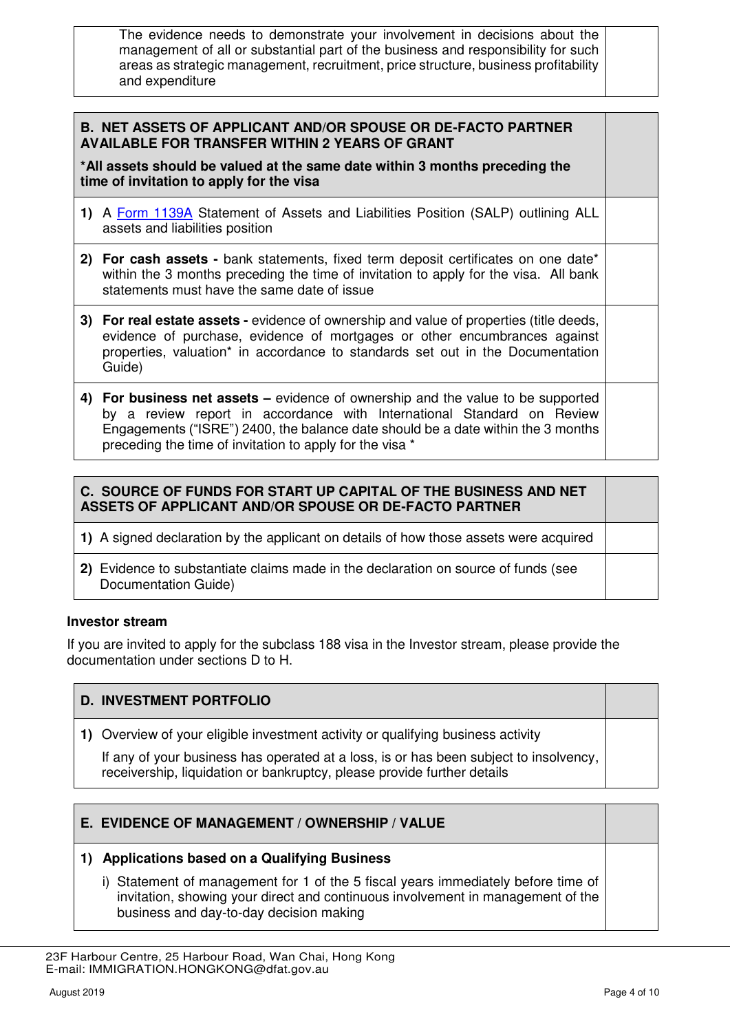| The evidence needs to demonstrate your involvement in decisions about the management of all or substantial part of the business and responsibility for such areas as strategic management, recruitment, price structure, business profitability and expenditure | |
|---|---|

| **B. NET ASSETS OF APPLICANT AND/OR SPOUSE OR DE-FACTO PARTNER AVAILABLE FOR TRANSFER WITHIN 2 YEARS OF GRANT**<br><br>***All assets should be valued at the same date within 3 months preceding the time of invitation to apply for the visa** | |
|---|---|
| **1)** A [Form 1139A] Statement of Assets and Liabilities Position (SALP) outlining ALL assets and liabilities position | |
| **2) For cash assets -** bank statements, fixed term deposit certificates on one date* within the 3 months preceding the time of invitation to apply for the visa. All bank statements must have the same date of issue | |
| **3) For real estate assets -** evidence of ownership and value of properties (title deeds, evidence of purchase, evidence of mortgages or other encumbrances against properties, valuation* in accordance to standards set out in the Documentation Guide) | |
| **4) For business net assets –** evidence of ownership and the value to be supported by a review report in accordance with International Standard on Review Engagements ("ISRE") 2400, the balance date should be a date within the 3 months preceding the time of invitation to apply for the visa * | |

| **C. SOURCE OF FUNDS FOR START UP CAPITAL OF THE BUSINESS AND NET ASSETS OF APPLICANT AND/OR SPOUSE OR DE-FACTO PARTNER** | |
|---|---|
| **1)** A signed declaration by the applicant on details of how those assets were acquired | |
| **2)** Evidence to substantiate claims made in the declaration on source of funds (see Documentation Guide) | |

**Investor stream**

If you are invited to apply for the subclass 188 visa in the Investor stream, please provide the documentation under sections D to H.

| **D. INVESTMENT PORTFOLIO** | |
|---|---|
| **1)** Overview of your eligible investment activity or qualifying business activity<br><br>If any of your business has operated at a loss, is or has been subject to insolvency, receivership, liquidation or bankruptcy, please provide further details | |

| **E. EVIDENCE OF MANAGEMENT / OWNERSHIP / VALUE** | |
|---|---|
| **1) Applications based on a Qualifying Business**<br><br>i) Statement of management for 1 of the 5 fiscal years immediately before time of invitation, showing your direct and continuous involvement in management of the business and day-to-day decision making | |

23F Harbour Centre, 25 Harbour Road, Wan Chai, Hong Kong
E-mail: IMMIGRATION.HONGKONG@dfat.gov.au

August 2019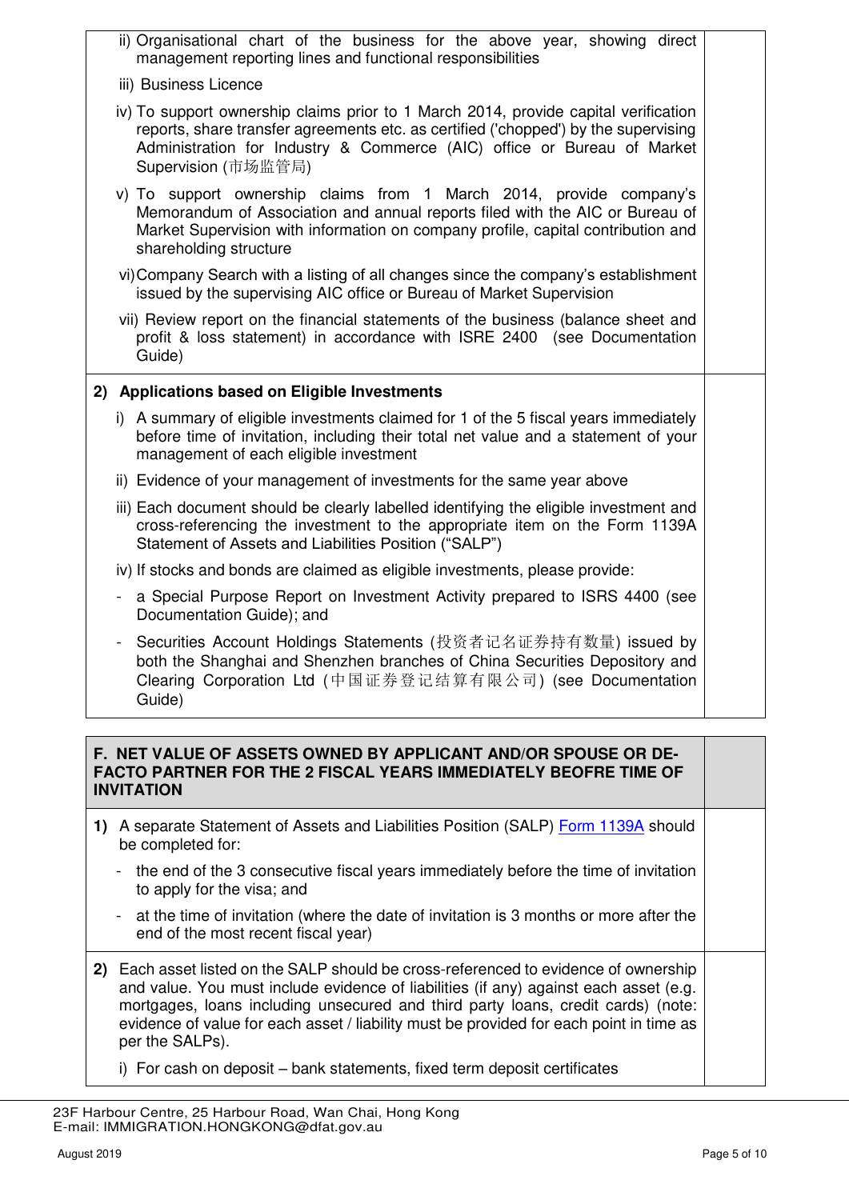| | |
|---|---|
| ii) Organisational chart of the business for the above year, showing direct management reporting lines and functional responsibilities<br>iii) Business Licence<br>iv) To support ownership claims prior to 1 March 2014, provide capital verification reports, share transfer agreements etc. as certified ('chopped') by the supervising Administration for Industry & Commerce (AIC) office or Bureau of Market Supervision (市场监管局)<br>v) To support ownership claims from 1 March 2014, provide company's Memorandum of Association and annual reports filed with the AIC or Bureau of Market Supervision with information on company profile, capital contribution and shareholding structure<br>vi) Company Search with a listing of all changes since the company's establishment issued by the supervising AIC office or Bureau of Market Supervision<br>vii) Review report on the financial statements of the business (balance sheet and profit & loss statement) in accordance with ISRE 2400 (see Documentation Guide) | |
| **2) Applications based on Eligible Investments**<br>i) A summary of eligible investments claimed for 1 of the 5 fiscal years immediately before time of invitation, including their total net value and a statement of your management of each eligible investment<br>ii) Evidence of your management of investments for the same year above<br>iii) Each document should be clearly labelled identifying the eligible investment and cross-referencing the investment to the appropriate item on the Form 1139A Statement of Assets and Liabilities Position ("SALP")<br>iv) If stocks and bonds are claimed as eligible investments, please provide:<br>- a Special Purpose Report on Investment Activity prepared to ISRS 4400 (see Documentation Guide); and<br>- Securities Account Holdings Statements (投资者记名证券持有数量) issued by both the Shanghai and Shenzhen branches of China Securities Depository and Clearing Corporation Ltd (中国证券登记结算有限公司) (see Documentation Guide) | |

| | |
|---|---|
| **F. NET VALUE OF ASSETS OWNED BY APPLICANT AND/OR SPOUSE OR DE-FACTO PARTNER FOR THE 2 FISCAL YEARS IMMEDIATELY BEOFRE TIME OF INVITATION** | |
| **1)** A separate Statement of Assets and Liabilities Position (SALP) Form 1139A should be completed for:<br>- the end of the 3 consecutive fiscal years immediately before the time of invitation to apply for the visa; and<br>- at the time of invitation (where the date of invitation is 3 months or more after the end of the most recent fiscal year) | |
| **2)** Each asset listed on the SALP should be cross-referenced to evidence of ownership and value. You must include evidence of liabilities (if any) against each asset (e.g. mortgages, loans including unsecured and third party loans, credit cards) (note: evidence of value for each asset / liability must be provided for each point in time as per the SALPs).<br>i) For cash on deposit – bank statements, fixed term deposit certificates | |

23F Harbour Centre, 25 Harbour Road, Wan Chai, Hong Kong
E-mail: IMMIGRATION.HONGKONG@dfat.gov.au

August 2019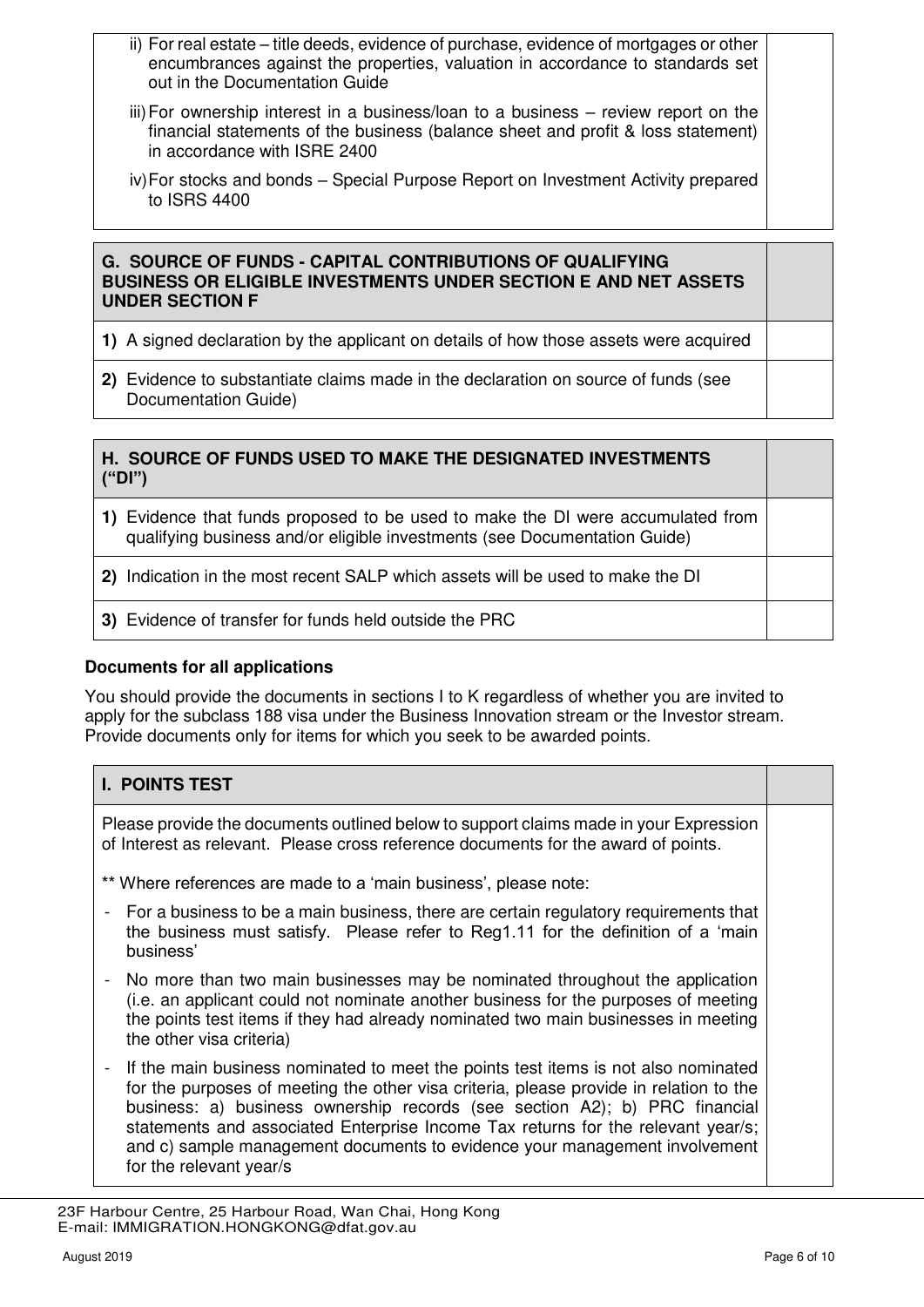| | |
|---|---|
| ii) For real estate – title deeds, evidence of purchase, evidence of mortgages or other encumbrances against the properties, valuation in accordance to standards set out in the Documentation Guide<br>iii) For ownership interest in a business/loan to a business – review report on the financial statements of the business (balance sheet and profit & loss statement) in accordance with ISRE 2400<br>iv) For stocks and bonds – Special Purpose Report on Investment Activity prepared to ISRS 4400 | |

| **G. SOURCE OF FUNDS - CAPITAL CONTRIBUTIONS OF QUALIFYING BUSINESS OR ELIGIBLE INVESTMENTS UNDER SECTION E AND NET ASSETS UNDER SECTION F** | |
|---|---|
| **1)** A signed declaration by the applicant on details of how those assets were acquired | |
| **2)** Evidence to substantiate claims made in the declaration on source of funds (see Documentation Guide) | |

| **H. SOURCE OF FUNDS USED TO MAKE THE DESIGNATED INVESTMENTS ("DI")** | |
|---|---|
| **1)** Evidence that funds proposed to be used to make the DI were accumulated from qualifying business and/or eligible investments (see Documentation Guide) | |
| **2)** Indication in the most recent SALP which assets will be used to make the DI | |
| **3)** Evidence of transfer for funds held outside the PRC | |

**Documents for all applications**

You should provide the documents in sections I to K regardless of whether you are invited to apply for the subclass 188 visa under the Business Innovation stream or the Investor stream. Provide documents only for items for which you seek to be awarded points.

| **I. POINTS TEST** | |
|---|---|
| Please provide the documents outlined below to support claims made in your Expression of Interest as relevant. Please cross reference documents for the award of points.<br><br>** Where references are made to a 'main business', please note:<br>- For a business to be a main business, there are certain regulatory requirements that the business must satisfy. Please refer to Reg1.11 for the definition of a 'main business'<br>- No more than two main businesses may be nominated throughout the application (i.e. an applicant could not nominate another business for the purposes of meeting the points test items if they had already nominated two main businesses in meeting the other visa criteria)<br>- If the main business nominated to meet the points test items is not also nominated for the purposes of meeting the other visa criteria, please provide in relation to the business: a) business ownership records (see section A2); b) PRC financial statements and associated Enterprise Income Tax returns for the relevant year/s; and c) sample management documents to evidence your management involvement for the relevant year/s | |

23F Harbour Centre, 25 Harbour Road, Wan Chai, Hong Kong
E-mail: IMMIGRATION.HONGKONG@dfat.gov.au

August 2019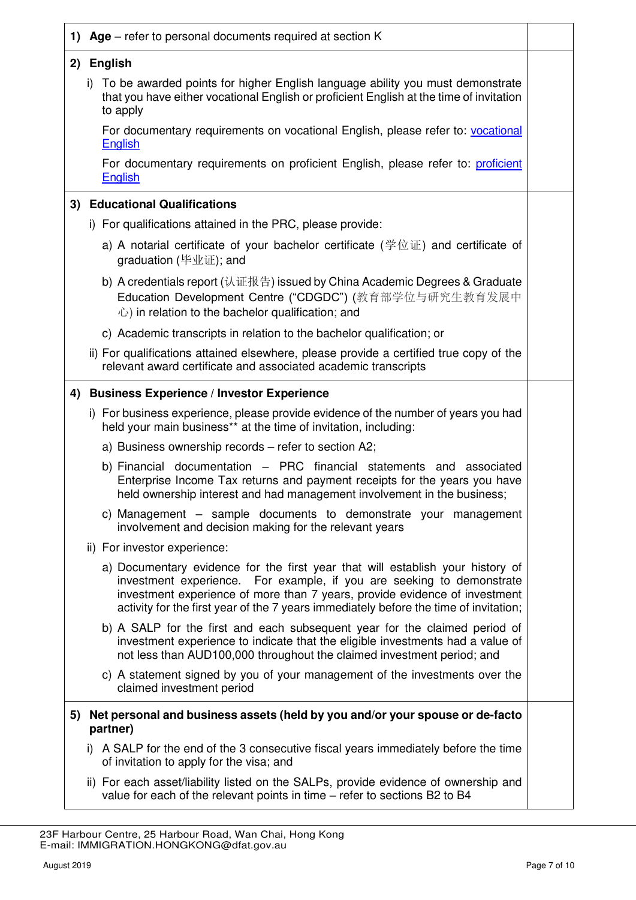| | |
|---|---|
| **1) Age** – refer to personal documents required at section K | |
| **2) English**<br><br>i) To be awarded points for higher English language ability you must demonstrate that you have either vocational English or proficient English at the time of invitation to apply<br><br>For documentary requirements on vocational English, please refer to: [vocational English]()<br><br>For documentary requirements on proficient English, please refer to: [proficient English]() | |
| **3) Educational Qualifications**<br><br>i) For qualifications attained in the PRC, please provide:<br><br>a) A notarial certificate of your bachelor certificate (学位证) and certificate of graduation (毕业证); and<br><br>b) A credentials report (认证报告) issued by China Academic Degrees & Graduate Education Development Centre ("CDGDC") (教育部学位与研究生教育发展中心) in relation to the bachelor qualification; and<br><br>c) Academic transcripts in relation to the bachelor qualification; or<br><br>ii) For qualifications attained elsewhere, please provide a certified true copy of the relevant award certificate and associated academic transcripts | |
| **4) Business Experience / Investor Experience**<br><br>i) For business experience, please provide evidence of the number of years you had held your main business** at the time of invitation, including:<br><br>a) Business ownership records – refer to section A2;<br><br>b) Financial documentation – PRC financial statements and associated Enterprise Income Tax returns and payment receipts for the years you have held ownership interest and had management involvement in the business;<br><br>c) Management – sample documents to demonstrate your management involvement and decision making for the relevant years<br><br>ii) For investor experience:<br><br>a) Documentary evidence for the first year that will establish your history of investment experience. For example, if you are seeking to demonstrate investment experience of more than 7 years, provide evidence of investment activity for the first year of the 7 years immediately before the time of invitation;<br><br>b) A SALP for the first and each subsequent year for the claimed period of investment experience to indicate that the eligible investments had a value of not less than AUD100,000 throughout the claimed investment period; and<br><br>c) A statement signed by you of your management of the investments over the claimed investment period | |
| **5) Net personal and business assets (held by you and/or your spouse or de-facto partner)**<br><br>i) A SALP for the end of the 3 consecutive fiscal years immediately before the time of invitation to apply for the visa; and<br><br>ii) For each asset/liability listed on the SALPs, provide evidence of ownership and value for each of the relevant points in time – refer to sections B2 to B4 | |

23F Harbour Centre, 25 Harbour Road, Wan Chai, Hong Kong
E-mail: IMMIGRATION.HONGKONG@dfat.gov.au

August 2019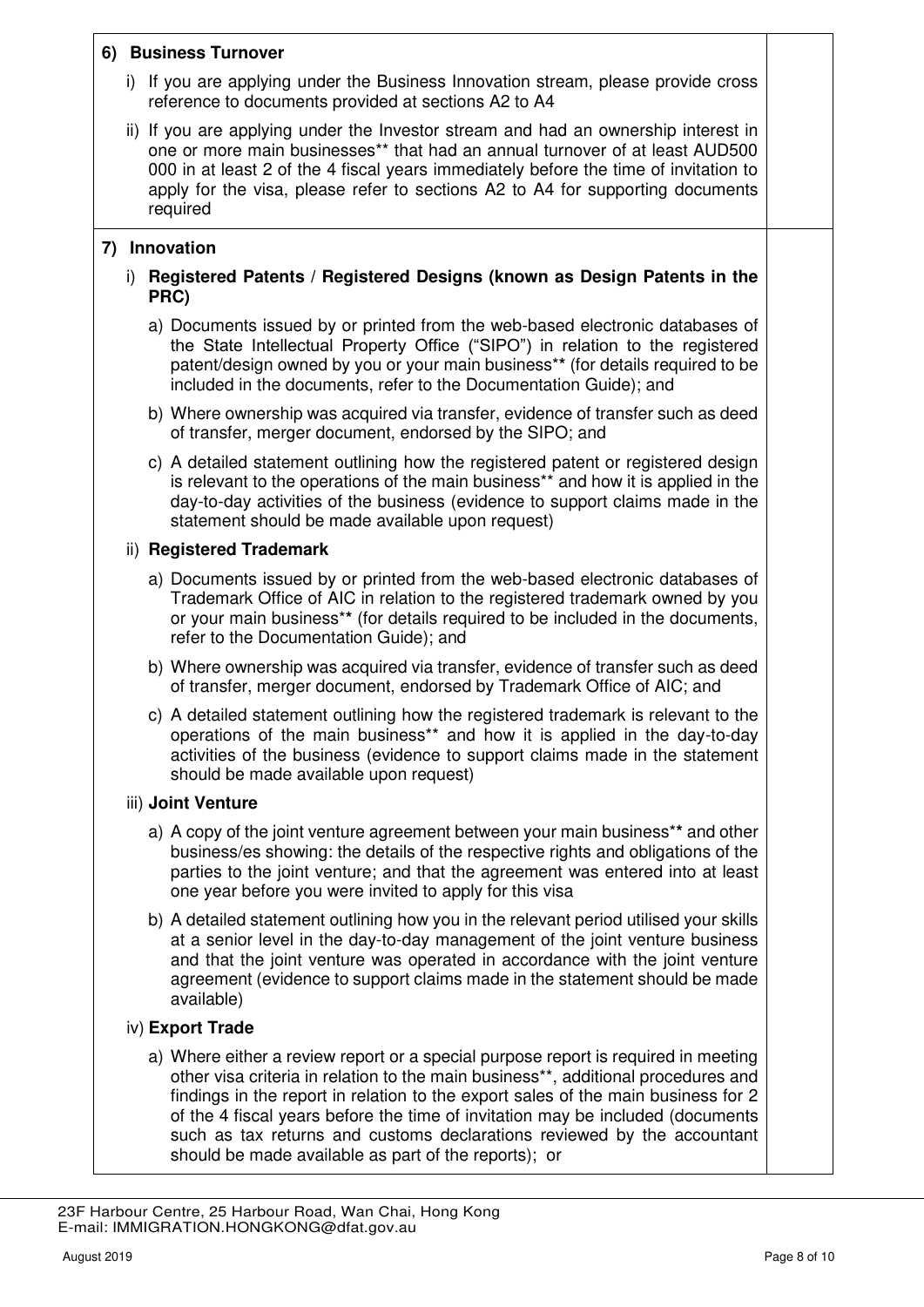## 6) Business Turnover

i) If you are applying under the Business Innovation stream, please provide cross reference to documents provided at sections A2 to A4

ii) If you are applying under the Investor stream and had an ownership interest in one or more main businesses** that had an annual turnover of at least AUD500 000 in at least 2 of the 4 fiscal years immediately before the time of invitation to apply for the visa, please refer to sections A2 to A4 for supporting documents required

## 7) Innovation

### i) Registered Patents / Registered Designs (known as Design Patents in the PRC)

a) Documents issued by or printed from the web-based electronic databases of the State Intellectual Property Office ("SIPO") in relation to the registered patent/design owned by you or your main business** (for details required to be included in the documents, refer to the Documentation Guide); and

b) Where ownership was acquired via transfer, evidence of transfer such as deed of transfer, merger document, endorsed by the SIPO; and

c) A detailed statement outlining how the registered patent or registered design is relevant to the operations of the main business** and how it is applied in the day-to-day activities of the business (evidence to support claims made in the statement should be made available upon request)

### ii) Registered Trademark

a) Documents issued by or printed from the web-based electronic databases of Trademark Office of AIC in relation to the registered trademark owned by you or your main business** (for details required to be included in the documents, refer to the Documentation Guide); and

b) Where ownership was acquired via transfer, evidence of transfer such as deed of transfer, merger document, endorsed by Trademark Office of AIC; and

c) A detailed statement outlining how the registered trademark is relevant to the operations of the main business** and how it is applied in the day-to-day activities of the business (evidence to support claims made in the statement should be made available upon request)

### iii) Joint Venture

a) A copy of the joint venture agreement between your main business** and other business/es showing: the details of the respective rights and obligations of the parties to the joint venture; and that the agreement was entered into at least one year before you were invited to apply for this visa

b) A detailed statement outlining how you in the relevant period utilised your skills at a senior level in the day-to-day management of the joint venture business and that the joint venture was operated in accordance with the joint venture agreement (evidence to support claims made in the statement should be made available)

### iv) Export Trade

a) Where either a review report or a special purpose report is required in meeting other visa criteria in relation to the main business**, additional procedures and findings in the report in relation to the export sales of the main business for 2 of the 4 fiscal years before the time of invitation may be included (documents such as tax returns and customs declarations reviewed by the accountant should be made available as part of the reports); or

23F Harbour Centre, 25 Harbour Road, Wan Chai, Hong Kong
E-mail: IMMIGRATION.HONGKONG@dfat.gov.au

August 2019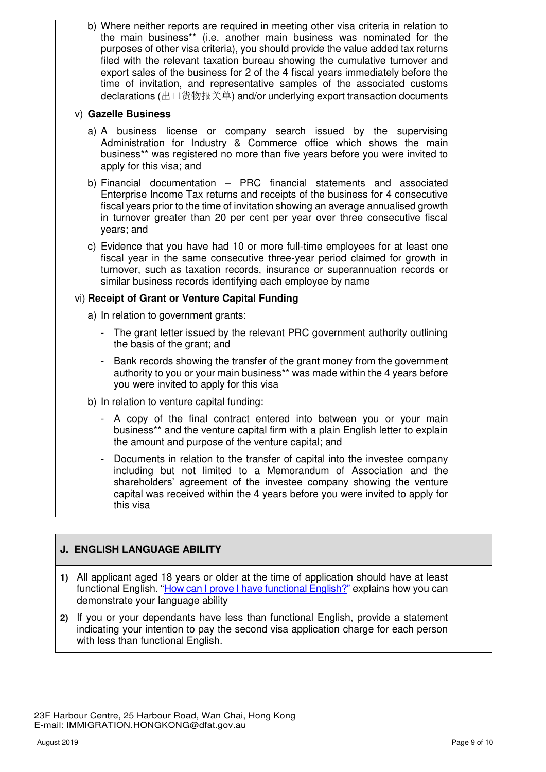b) Where neither reports are required in meeting other visa criteria in relation to the main business** (i.e. another main business was nominated for the purposes of other visa criteria), you should provide the value added tax returns filed with the relevant taxation bureau showing the cumulative turnover and export sales of the business for 2 of the 4 fiscal years immediately before the time of invitation, and representative samples of the associated customs declarations (出口货物报关单) and/or underlying export transaction documents

v) **Gazelle Business**

a) A business license or company search issued by the supervising Administration for Industry & Commerce office which shows the main business** was registered no more than five years before you were invited to apply for this visa; and

b) Financial documentation – PRC financial statements and associated Enterprise Income Tax returns and receipts of the business for 4 consecutive fiscal years prior to the time of invitation showing an average annualised growth in turnover greater than 20 per cent per year over three consecutive fiscal years; and

c) Evidence that you have had 10 or more full-time employees for at least one fiscal year in the same consecutive three-year period claimed for growth in turnover, such as taxation records, insurance or superannuation records or similar business records identifying each employee by name

vi) **Receipt of Grant or Venture Capital Funding**

a) In relation to government grants:

- The grant letter issued by the relevant PRC government authority outlining the basis of the grant; and
- Bank records showing the transfer of the grant money from the government authority to you or your main business** was made within the 4 years before you were invited to apply for this visa

b) In relation to venture capital funding:

- A copy of the final contract entered into between you or your main business** and the venture capital firm with a plain English letter to explain the amount and purpose of the venture capital; and
- Documents in relation to the transfer of capital into the investee company including but not limited to a Memorandum of Association and the shareholders' agreement of the investee company showing the venture capital was received within the 4 years before you were invited to apply for this visa

## J. ENGLISH LANGUAGE ABILITY

1) All applicant aged 18 years or older at the time of application should have at least functional English. "How can I prove I have functional English?" explains how you can demonstrate your language ability

2) If you or your dependants have less than functional English, provide a statement indicating your intention to pay the second visa application charge for each person with less than functional English.

23F Harbour Centre, 25 Harbour Road, Wan Chai, Hong Kong
E-mail: IMMIGRATION.HONGKONG@dfat.gov.au

August 2019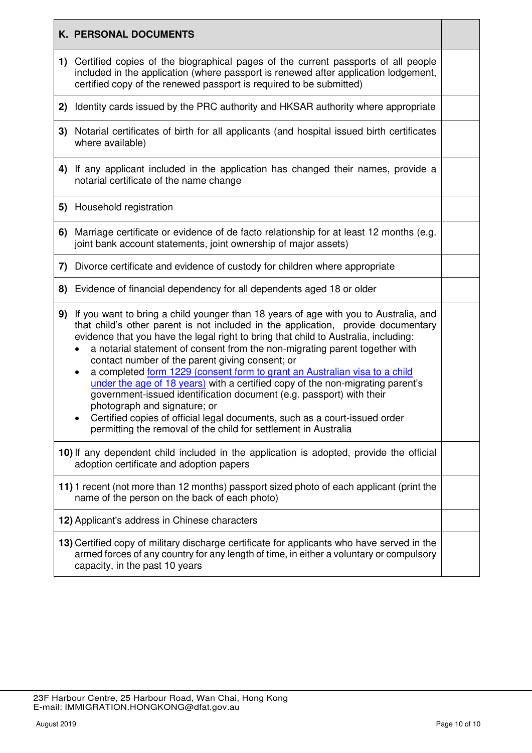| K. PERSONAL DOCUMENTS | |
|---|---|
| **1)** Certified copies of the biographical pages of the current passports of all people included in the application (where passport is renewed after application lodgement, certified copy of the renewed passport is required to be submitted) | |
| **2)** Identity cards issued by the PRC authority and HKSAR authority where appropriate | |
| **3)** Notarial certificates of birth for all applicants (and hospital issued birth certificates where available) | |
| **4)** If any applicant included in the application has changed their names, provide a notarial certificate of the name change | |
| **5)** Household registration | |
| **6)** Marriage certificate or evidence of de facto relationship for at least 12 months (e.g. joint bank account statements, joint ownership of major assets) | |
| **7)** Divorce certificate and evidence of custody for children where appropriate | |
| **8)** Evidence of financial dependency for all dependents aged 18 or older | |
| **9)** If you want to bring a child younger than 18 years of age with you to Australia, and that child's other parent is not included in the application, provide documentary evidence that you have the legal right to bring that child to Australia, including:<br>• a notarial statement of consent from the non-migrating parent together with contact number of the parent giving consent; or<br>• a completed form 1229 (consent form to grant an Australian visa to a child under the age of 18 years) with a certified copy of the non-migrating parent's government-issued identification document (e.g. passport) with their photograph and signature; or<br>• Certified copies of official legal documents, such as a court-issued order permitting the removal of the child for settlement in Australia | |
| **10)** If any dependent child included in the application is adopted, provide the official adoption certificate and adoption papers | |
| **11)** 1 recent (not more than 12 months) passport sized photo of each applicant (print the name of the person on the back of each photo) | |
| **12)** Applicant's address in Chinese characters | |
| **13)** Certified copy of military discharge certificate for applicants who have served in the armed forces of any country for any length of time, in either a voluntary or compulsory capacity, in the past 10 years | |

23F Harbour Centre, 25 Harbour Road, Wan Chai, Hong Kong
E-mail: IMMIGRATION.HONGKONG@dfat.gov.au

August 2019